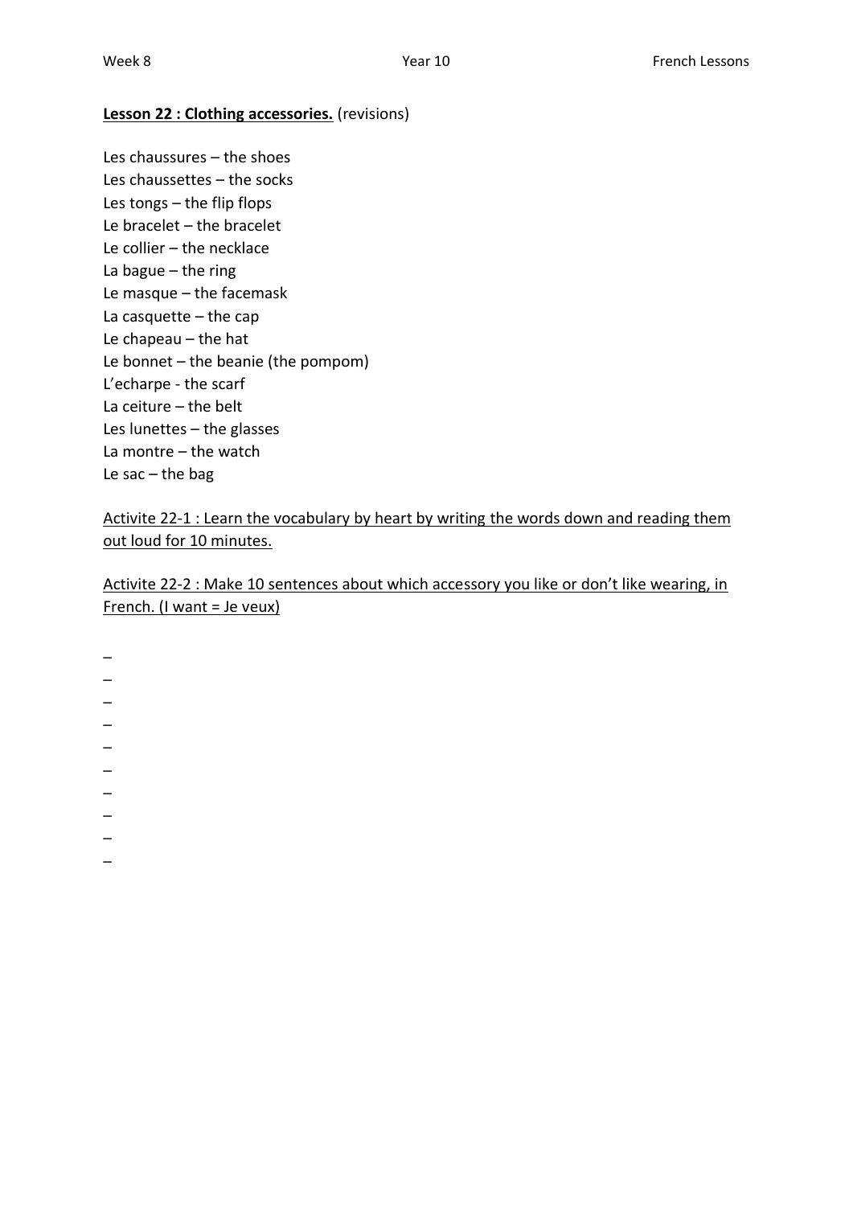**Lesson 22 : Clothing accessories.** (revisions)

Les chaussures – the shoes
Les chaussettes – the socks
Les tongs – the flip flops
Le bracelet – the bracelet
Le collier – the necklace
La bague – the ring
Le masque – the facemask
La casquette – the cap
Le chapeau – the hat
Le bonnet – the beanie (the pompom)
L'echarpe - the scarf
La ceiture – the belt
Les lunettes – the glasses
La montre – the watch
Le sac – the bag

<u>Activite 22-1 : Learn the vocabulary by heart by writing the words down and reading them out loud for 10 minutes.</u>

<u>Activite 22-2 : Make 10 sentences about which accessory you like or don't like wearing, in French. (I want = Je veux)</u>

–
–
–
–
–
–
–
–
–
–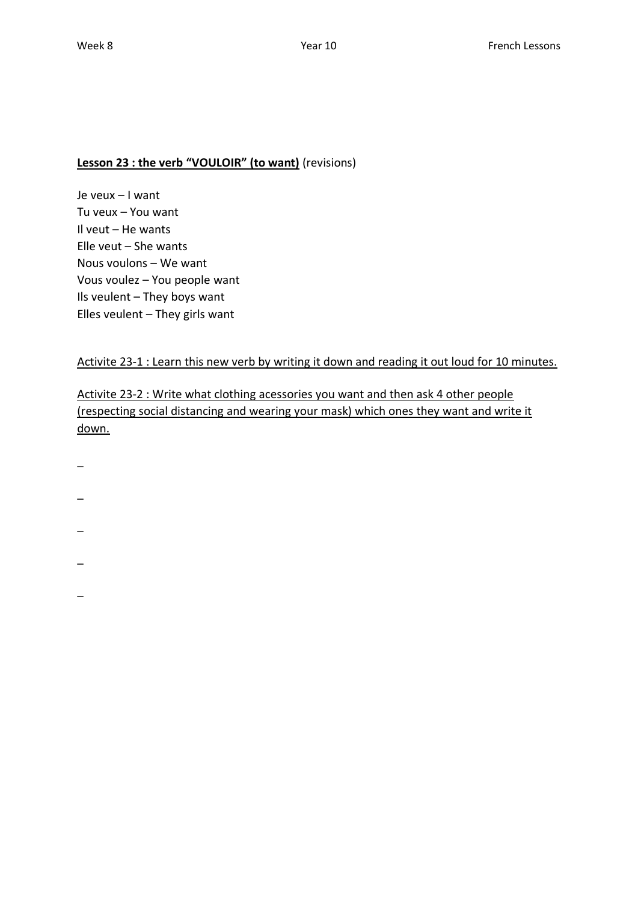**Lesson 23 : the verb "VOULOIR" (to want)** (revisions)

Je veux – I want
Tu veux – You want
Il veut – He wants
Elle veut – She wants
Nous voulons – We want
Vous voulez – You people want
Ils veulent – They boys want
Elles veulent – They girls want

Activite 23-1 : Learn this new verb by writing it down and reading it out loud for 10 minutes.

Activite 23-2 : Write what clothing acessories you want and then ask 4 other people (respecting social distancing and wearing your mask) which ones they want and write it down.

–

–

–

–

–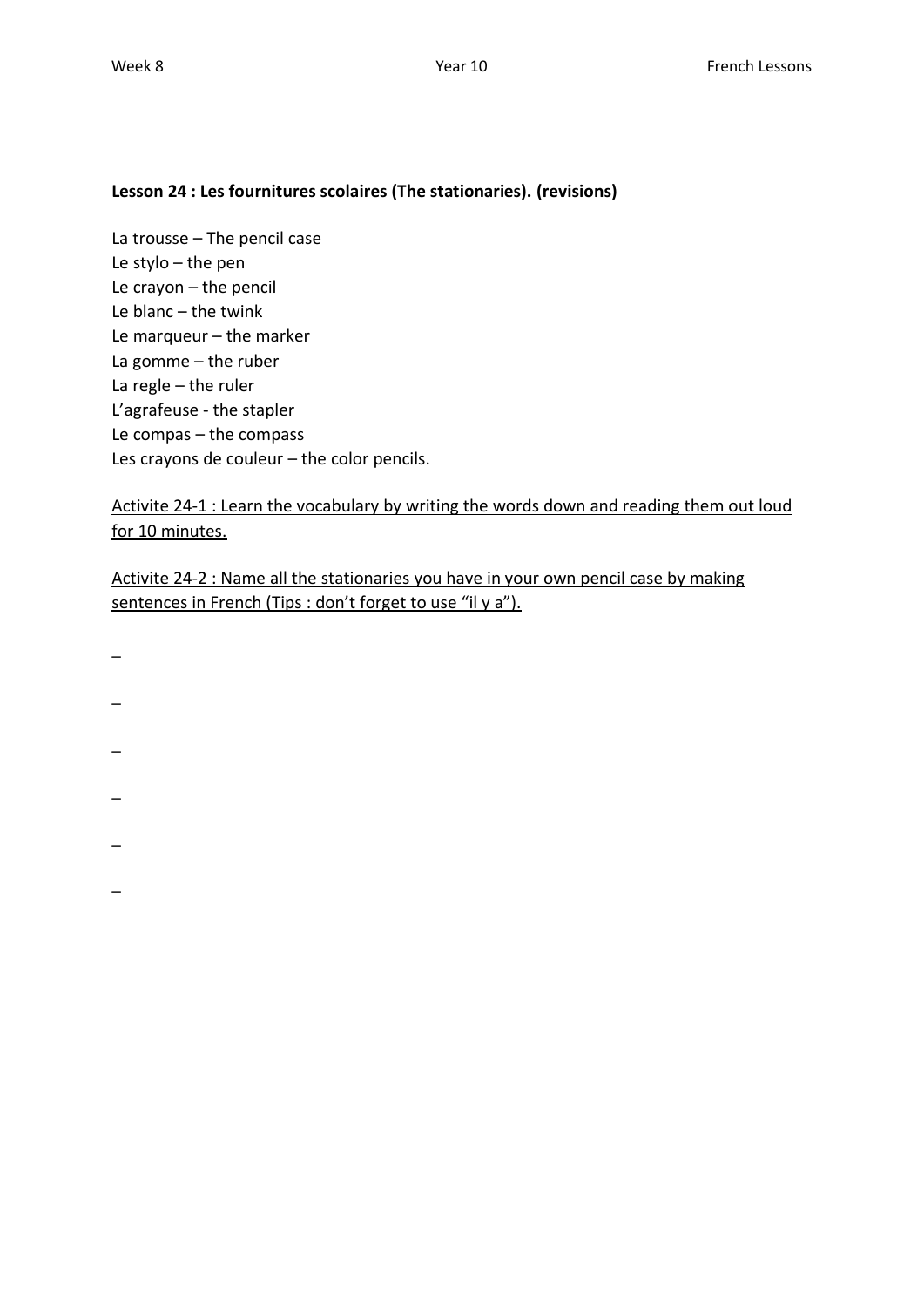**Lesson 24 : Les fournitures scolaires (The stationaries).** **(revisions)**

La trousse – The pencil case
Le stylo – the pen
Le crayon – the pencil
Le blanc – the twink
Le marqueur – the marker
La gomme – the ruber
La regle – the ruler
L'agrafeuse - the stapler
Le compas – the compass
Les crayons de couleur – the color pencils.

Activite 24-1 : Learn the vocabulary by writing the words down and reading them out loud for 10 minutes.

Activite 24-2 : Name all the stationaries you have in your own pencil case by making sentences in French (Tips : don't forget to use "il y a").

–

–

–

–

–

–